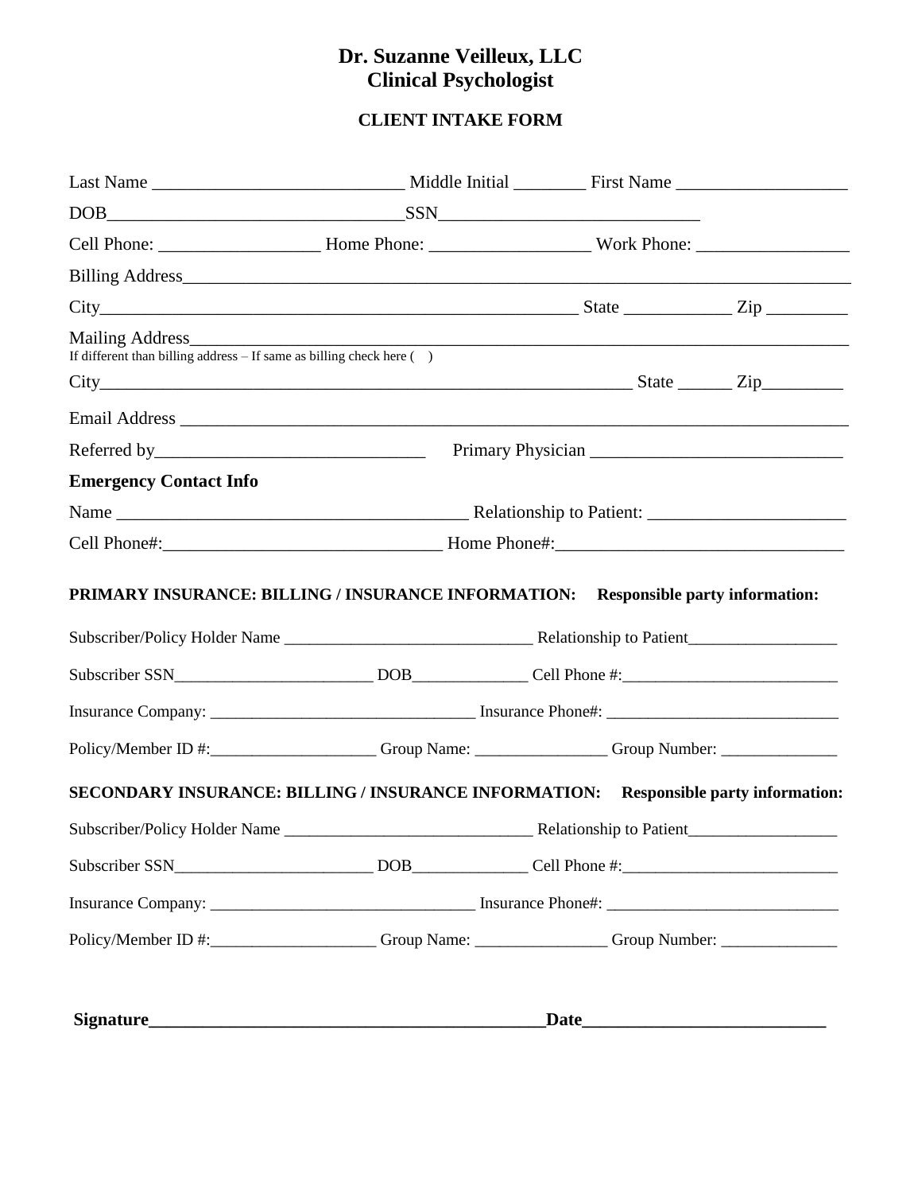# Dr. Suzanne Veilleux, LLC
# Clinical Psychologist

## CLIENT INTAKE FORM

Last Name ____________________________ Middle Initial ________ First Name ___________________

DOB_________________________________SSN_____________________________

Cell Phone: _________________ Home Phone: _________________ Work Phone: ________________

Billing Address_______________________________________________________________________

City______________________________________________________ State ____________ Zip _________

Mailing Address_______________________________________________________________________
If different than billing address – If same as billing check here (   )

City_____________________________________________________________ State ______ Zip_________

Email Address ________________________________________________________________________

Referred by______________________________ Primary Physician ____________________________

**Emergency Contact Info**

Name _______________________________________ Relationship to Patient: ______________________

Cell Phone#:______________________________ Home Phone#:________________________________

**PRIMARY INSURANCE: BILLING / INSURANCE INFORMATION: Responsible party information:**

Subscriber/Policy Holder Name ______________________________ Relationship to Patient__________________

Subscriber SSN________________________ DOB_____________ Cell Phone #:__________________________

Insurance Company: ________________________________ Insurance Phone#: ___________________________

Policy/Member ID #:___________________ Group Name: _______________ Group Number: ______________

**SECONDARY INSURANCE: BILLING / INSURANCE INFORMATION: Responsible party information:**

Subscriber/Policy Holder Name ______________________________ Relationship to Patient__________________

Subscriber SSN________________________ DOB_____________ Cell Phone #:__________________________

Insurance Company: ________________________________ Insurance Phone#: ___________________________

Policy/Member ID #:___________________ Group Name: _______________ Group Number: ______________

**Signature_____________________________________________Date___________________________**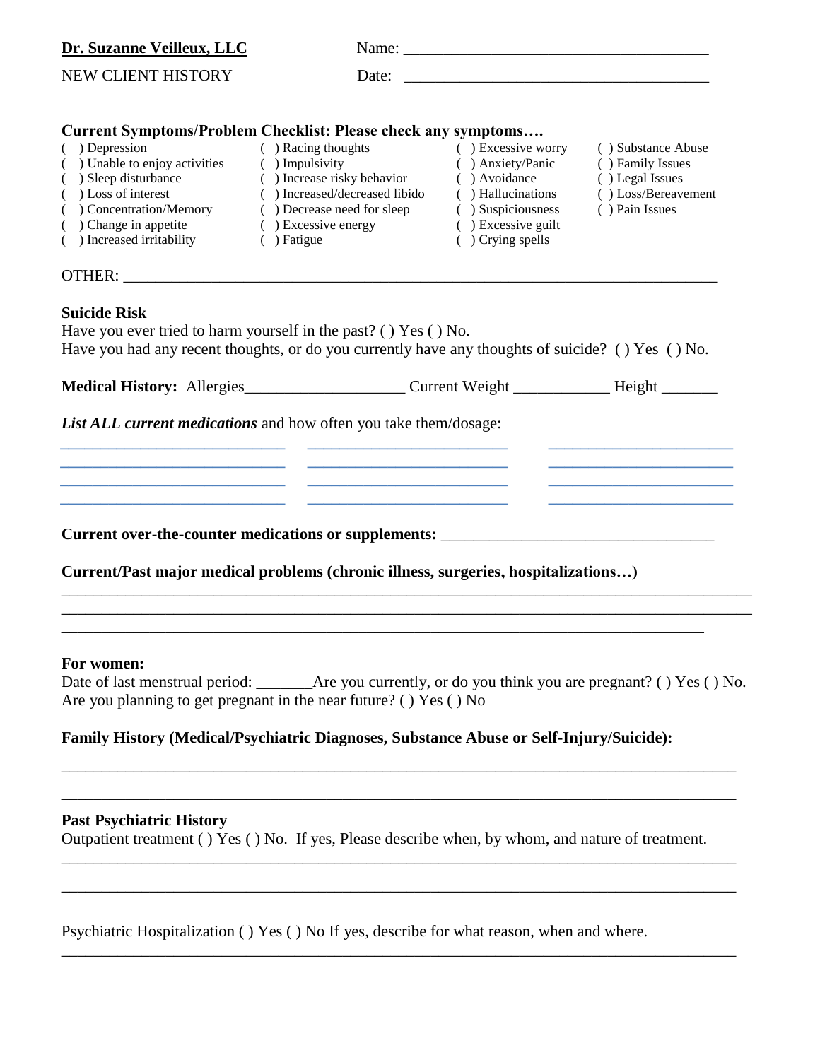**Dr. Suzanne Veilleux, LLC** Name: ______________________________________

NEW CLIENT HISTORY Date: ______________________________________

**Current Symptoms/Problem Checklist: Please check any symptoms….**

| | | | |
|---|---|---|---|
| ( ) Depression | ( ) Racing thoughts | ( ) Excessive worry | ( ) Substance Abuse |
| ( ) Unable to enjoy activities | ( ) Impulsivity | ( ) Anxiety/Panic | ( ) Family Issues |
| ( ) Sleep disturbance | ( ) Increase risky behavior | ( ) Avoidance | ( ) Legal Issues |
| ( ) Loss of interest | ( ) Increased/decreased libido | ( ) Hallucinations | ( ) Loss/Bereavement |
| ( ) Concentration/Memory | ( ) Decrease need for sleep | ( ) Suspiciousness | ( ) Pain Issues |
| ( ) Change in appetite | ( ) Excessive energy | ( ) Excessive guilt | |
| ( ) Increased irritability | ( ) Fatigue | ( ) Crying spells | |

OTHER: ______________________________________________________________________________

**Suicide Risk**

Have you ever tried to harm yourself in the past? ( ) Yes ( ) No.

Have you had any recent thoughts, or do you currently have any thoughts of suicide? ( ) Yes ( ) No.

**Medical History:** Allergies____________________ Current Weight ____________ Height _______

***List ALL current medications*** and how often you take them/dosage:

_____________________________ _________________________ _______________________

_____________________________ _________________________ _______________________

_____________________________ _________________________ _______________________

_____________________________ _________________________ _______________________

**Current over-the-counter medications or supplements:** ___________________________________

**Current/Past major medical problems (chronic illness, surgeries, hospitalizations…)**

________________________________________________________________________________________

________________________________________________________________________________________

_________________________________________________________________________________

**For women:**

Date of last menstrual period: _______Are you currently, or do you think you are pregnant? ( ) Yes ( ) No.

Are you planning to get pregnant in the near future? ( ) Yes ( ) No

**Family History (Medical/Psychiatric Diagnoses, Substance Abuse or Self-Injury/Suicide):**

_____________________________________________________________________________________

_____________________________________________________________________________________

**Past Psychiatric History**

Outpatient treatment ( ) Yes ( ) No. If yes, Please describe when, by whom, and nature of treatment.

_____________________________________________________________________________________

_____________________________________________________________________________________

Psychiatric Hospitalization ( ) Yes ( ) No If yes, describe for what reason, when and where.

_____________________________________________________________________________________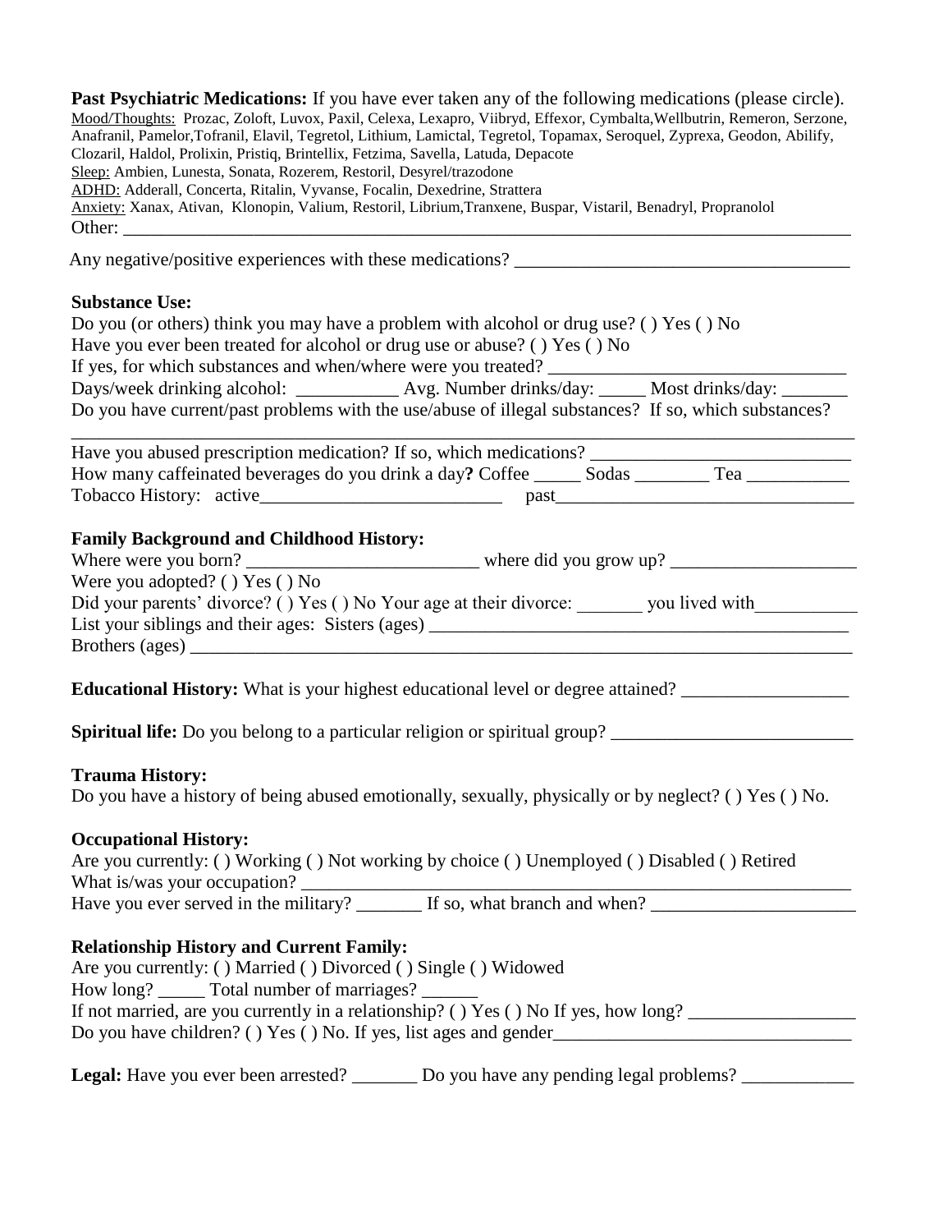**Past Psychiatric Medications:** If you have ever taken any of the following medications (please circle).

Mood/Thoughts: Prozac, Zoloft, Luvox, Paxil, Celexa, Lexapro, Viibryd, Effexor, Cymbalta,Wellbutrin, Remeron, Serzone, Anafranil, Pamelor,Tofranil, Elavil, Tegretol, Lithium, Lamictal, Tegretol, Topamax, Seroquel, Zyprexa, Geodon, Abilify, Clozaril, Haldol, Prolixin, Pristiq, Brintellix, Fetzima, Savella, Latuda, Depacote

Sleep: Ambien, Lunesta, Sonata, Rozerem, Restoril, Desyrel/trazodone

ADHD: Adderall, Concerta, Ritalin, Vyvanse, Focalin, Dexedrine, Strattera

Anxiety: Xanax, Ativan, Klonopin, Valium, Restoril, Librium,Tranxene, Buspar, Vistaril, Benadryl, Propranolol

Other: ________________________________________________________________________________

Any negative/positive experiences with these medications? ____________________________________

**Substance Use:**

Do you (or others) think you may have a problem with alcohol or drug use? ( ) Yes ( ) No

Have you ever been treated for alcohol or drug use or abuse? ( ) Yes ( ) No

If yes, for which substances and when/where were you treated? _______________________________

Days/week drinking alcohol: ___________ Avg. Number drinks/day: _____ Most drinks/day: _______

Do you have current/past problems with the use/abuse of illegal substances? If so, which substances?

______________________________________________________________________________________

Have you abused prescription medication? If so, which medications? ____________________________

How many caffeinated beverages do you drink a day? Coffee _____ Sodas ________ Tea ___________

Tobacco History: active__________________________ past________________________________

**Family Background and Childhood History:**

Where were you born? _________________________ where did you grow up? ____________________

Were you adopted? ( ) Yes ( ) No

Did your parents' divorce? ( ) Yes ( ) No Your age at their divorce: _______ you lived with___________

List your siblings and their ages: Sisters (ages) _____________________________________________

Brothers (ages) __________________________________________________________________________

**Educational History:** What is your highest educational level or degree attained? __________________

**Spiritual life:** Do you belong to a particular religion or spiritual group? __________________________

**Trauma History:**

Do you have a history of being abused emotionally, sexually, physically or by neglect? ( ) Yes ( ) No.

**Occupational History:**

Are you currently: ( ) Working ( ) Not working by choice ( ) Unemployed ( ) Disabled ( ) Retired

What is/was your occupation? ____________________________________________________________

Have you ever served in the military? _______ If so, what branch and when? ______________________

**Relationship History and Current Family:**

Are you currently: ( ) Married ( ) Divorced ( ) Single ( ) Widowed

How long? _____ Total number of marriages? ______

If not married, are you currently in a relationship? ( ) Yes ( ) No If yes, how long? _________________

Do you have children? ( ) Yes ( ) No. If yes, list ages and gender________________________________

**Legal:** Have you ever been arrested? _______ Do you have any pending legal problems? ____________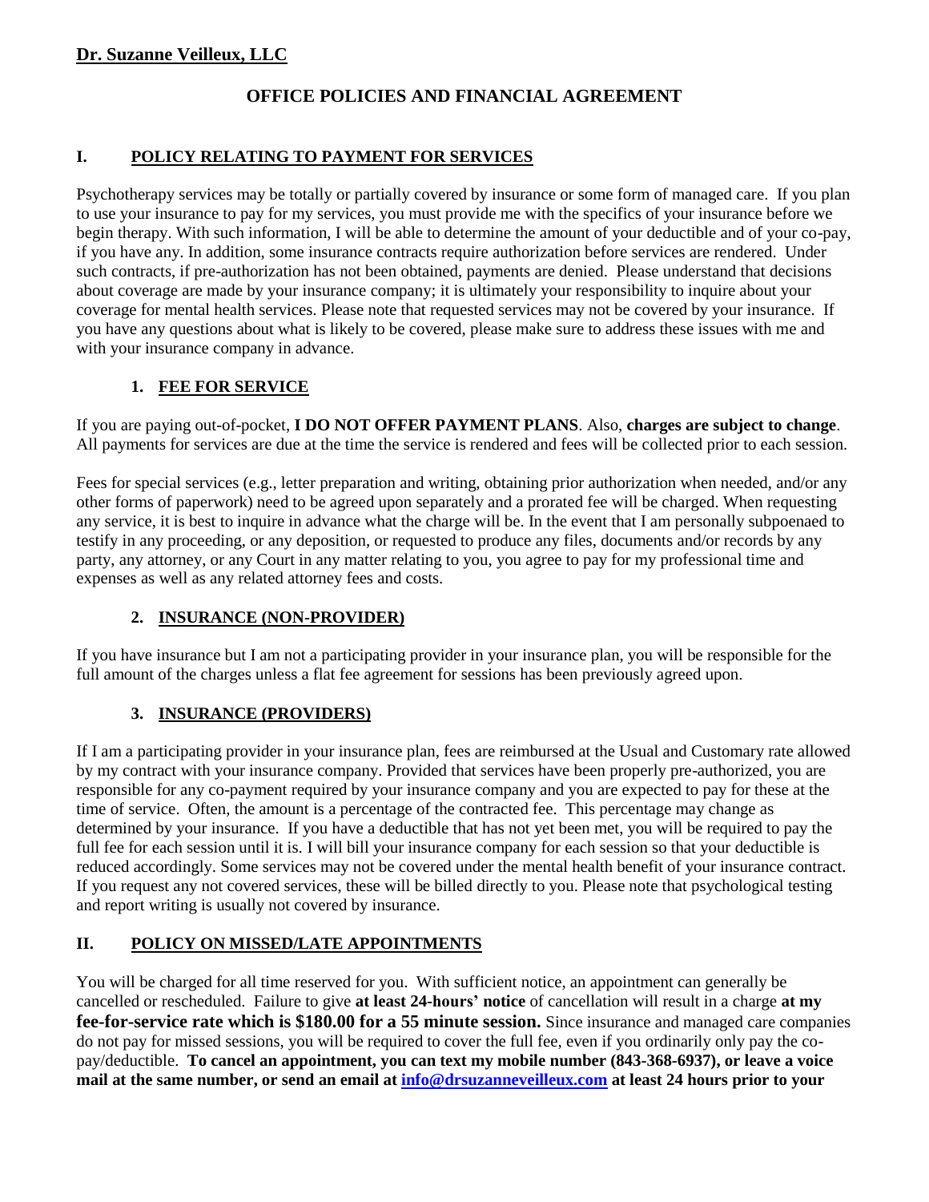**Dr. Suzanne Veilleux, LLC**

# OFFICE POLICIES AND FINANCIAL AGREEMENT

## I. POLICY RELATING TO PAYMENT FOR SERVICES

Psychotherapy services may be totally or partially covered by insurance or some form of managed care. If you plan to use your insurance to pay for my services, you must provide me with the specifics of your insurance before we begin therapy. With such information, I will be able to determine the amount of your deductible and of your co-pay, if you have any. In addition, some insurance contracts require authorization before services are rendered. Under such contracts, if pre-authorization has not been obtained, payments are denied. Please understand that decisions about coverage are made by your insurance company; it is ultimately your responsibility to inquire about your coverage for mental health services. Please note that requested services may not be covered by your insurance. If you have any questions about what is likely to be covered, please make sure to address these issues with me and with your insurance company in advance.

### 1. FEE FOR SERVICE

If you are paying out-of-pocket, **I DO NOT OFFER PAYMENT PLANS**. Also, **charges are subject to change**. All payments for services are due at the time the service is rendered and fees will be collected prior to each session.

Fees for special services (e.g., letter preparation and writing, obtaining prior authorization when needed, and/or any other forms of paperwork) need to be agreed upon separately and a prorated fee will be charged. When requesting any service, it is best to inquire in advance what the charge will be. In the event that I am personally subpoenaed to testify in any proceeding, or any deposition, or requested to produce any files, documents and/or records by any party, any attorney, or any Court in any matter relating to you, you agree to pay for my professional time and expenses as well as any related attorney fees and costs.

### 2. INSURANCE (NON-PROVIDER)

If you have insurance but I am not a participating provider in your insurance plan, you will be responsible for the full amount of the charges unless a flat fee agreement for sessions has been previously agreed upon.

### 3. INSURANCE (PROVIDERS)

If I am a participating provider in your insurance plan, fees are reimbursed at the Usual and Customary rate allowed by my contract with your insurance company. Provided that services have been properly pre-authorized, you are responsible for any co-payment required by your insurance company and you are expected to pay for these at the time of service. Often, the amount is a percentage of the contracted fee. This percentage may change as determined by your insurance. If you have a deductible that has not yet been met, you will be required to pay the full fee for each session until it is. I will bill your insurance company for each session so that your deductible is reduced accordingly. Some services may not be covered under the mental health benefit of your insurance contract. If you request any not covered services, these will be billed directly to you. Please note that psychological testing and report writing is usually not covered by insurance.

## II. POLICY ON MISSED/LATE APPOINTMENTS

You will be charged for all time reserved for you. With sufficient notice, an appointment can generally be cancelled or rescheduled. Failure to give **at least 24-hours' notice** of cancellation will result in a charge **at my fee-for-service rate which is $180.00 for a 55 minute session.** Since insurance and managed care companies do not pay for missed sessions, you will be required to cover the full fee, even if you ordinarily only pay the co-pay/deductible. **To cancel an appointment, you can text my mobile number (843-368-6937), or leave a voice mail at the same number, or send an email at [info@drsuzanneveilleux.com](mailto:info@drsuzanneveilleux.com) at least 24 hours prior to your**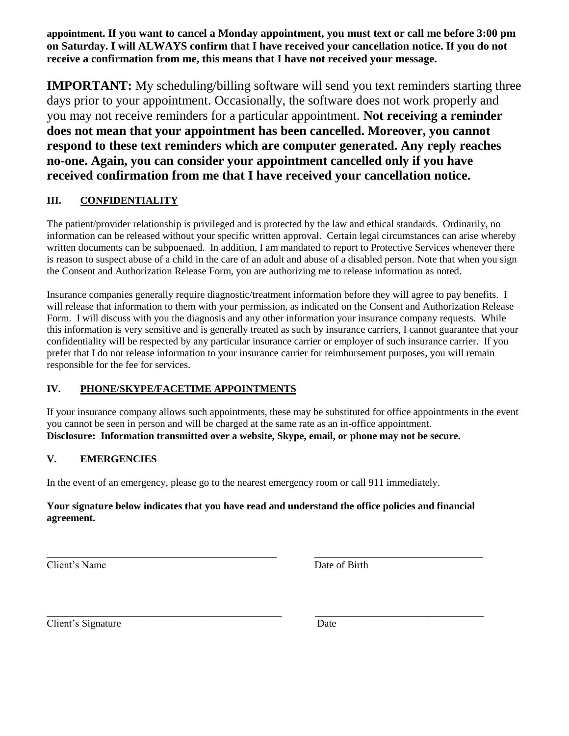**appointment. If you want to cancel a Monday appointment, you must text or call me before 3:00 pm on Saturday. I will ALWAYS confirm that I have received your cancellation notice. If you do not receive a confirmation from me, this means that I have not received your message.**

**IMPORTANT:** My scheduling/billing software will send you text reminders starting three days prior to your appointment. Occasionally, the software does not work properly and you may not receive reminders for a particular appointment. **Not receiving a reminder does not mean that your appointment has been cancelled. Moreover, you cannot respond to these text reminders which are computer generated. Any reply reaches no-one. Again, you can consider your appointment cancelled only if you have received confirmation from me that I have received your cancellation notice.**

## III. CONFIDENTIALITY

The patient/provider relationship is privileged and is protected by the law and ethical standards. Ordinarily, no information can be released without your specific written approval. Certain legal circumstances can arise whereby written documents can be subpoenaed. In addition, I am mandated to report to Protective Services whenever there is reason to suspect abuse of a child in the care of an adult and abuse of a disabled person. Note that when you sign the Consent and Authorization Release Form, you are authorizing me to release information as noted.

Insurance companies generally require diagnostic/treatment information before they will agree to pay benefits. I will release that information to them with your permission, as indicated on the Consent and Authorization Release Form. I will discuss with you the diagnosis and any other information your insurance company requests. While this information is very sensitive and is generally treated as such by insurance carriers, I cannot guarantee that your confidentiality will be respected by any particular insurance carrier or employer of such insurance carrier. If you prefer that I do not release information to your insurance carrier for reimbursement purposes, you will remain responsible for the fee for services.

## IV. PHONE/SKYPE/FACETIME APPOINTMENTS

If your insurance company allows such appointments, these may be substituted for office appointments in the event you cannot be seen in person and will be charged at the same rate as an in-office appointment.
**Disclosure: Information transmitted over a website, Skype, email, or phone may not be secure.**

## V. EMERGENCIES

In the event of an emergency, please go to the nearest emergency room or call 911 immediately.

**Your signature below indicates that you have read and understand the office policies and financial agreement.**

_______________________________________________ _________________________________

Client's Name Date of Birth

_______________________________________________ _________________________________

Client's Signature Date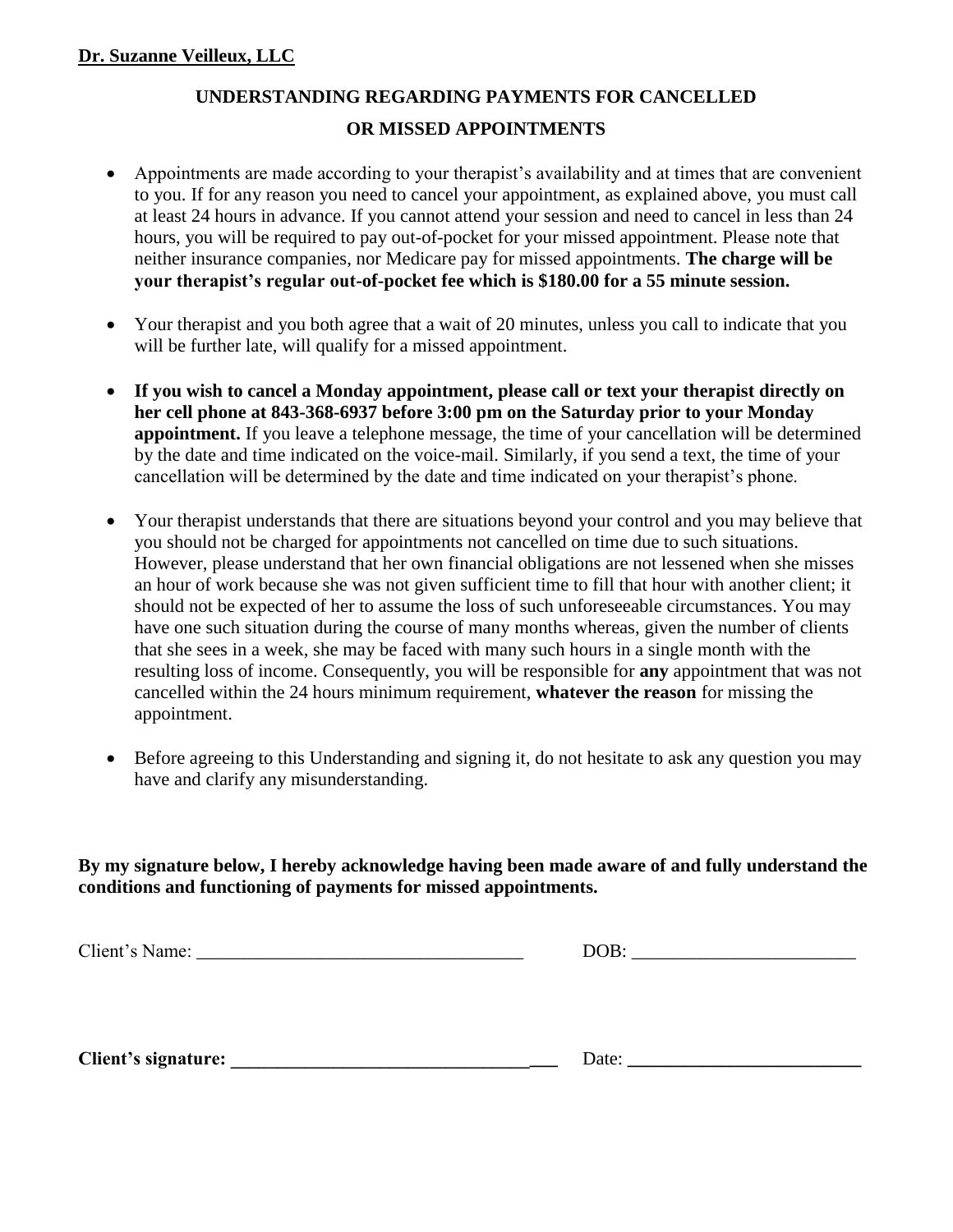**Dr. Suzanne Veilleux, LLC**

## UNDERSTANDING REGARDING PAYMENTS FOR CANCELLED OR MISSED APPOINTMENTS

- Appointments are made according to your therapist's availability and at times that are convenient to you. If for any reason you need to cancel your appointment, as explained above, you must call at least 24 hours in advance. If you cannot attend your session and need to cancel in less than 24 hours, you will be required to pay out-of-pocket for your missed appointment. Please note that neither insurance companies, nor Medicare pay for missed appointments. **The charge will be your therapist's regular out-of-pocket fee which is $180.00 for a 55 minute session.**

- Your therapist and you both agree that a wait of 20 minutes, unless you call to indicate that you will be further late, will qualify for a missed appointment.

- **If you wish to cancel a Monday appointment, please call or text your therapist directly on her cell phone at 843-368-6937 before 3:00 pm on the Saturday prior to your Monday appointment.** If you leave a telephone message, the time of your cancellation will be determined by the date and time indicated on the voice-mail. Similarly, if you send a text, the time of your cancellation will be determined by the date and time indicated on your therapist's phone.

- Your therapist understands that there are situations beyond your control and you may believe that you should not be charged for appointments not cancelled on time due to such situations. However, please understand that her own financial obligations are not lessened when she misses an hour of work because she was not given sufficient time to fill that hour with another client; it should not be expected of her to assume the loss of such unforeseeable circumstances. You may have one such situation during the course of many months whereas, given the number of clients that she sees in a week, she may be faced with many such hours in a single month with the resulting loss of income. Consequently, you will be responsible for **any** appointment that was not cancelled within the 24 hours minimum requirement, **whatever the reason** for missing the appointment.

- Before agreeing to this Understanding and signing it, do not hesitate to ask any question you may have and clarify any misunderstanding.

**By my signature below, I hereby acknowledge having been made aware of and fully understand the conditions and functioning of payments for missed appointments.**

Client's Name: ___________________________________ DOB: ________________________

**Client's signature: ___________________________________ Date: ________________________**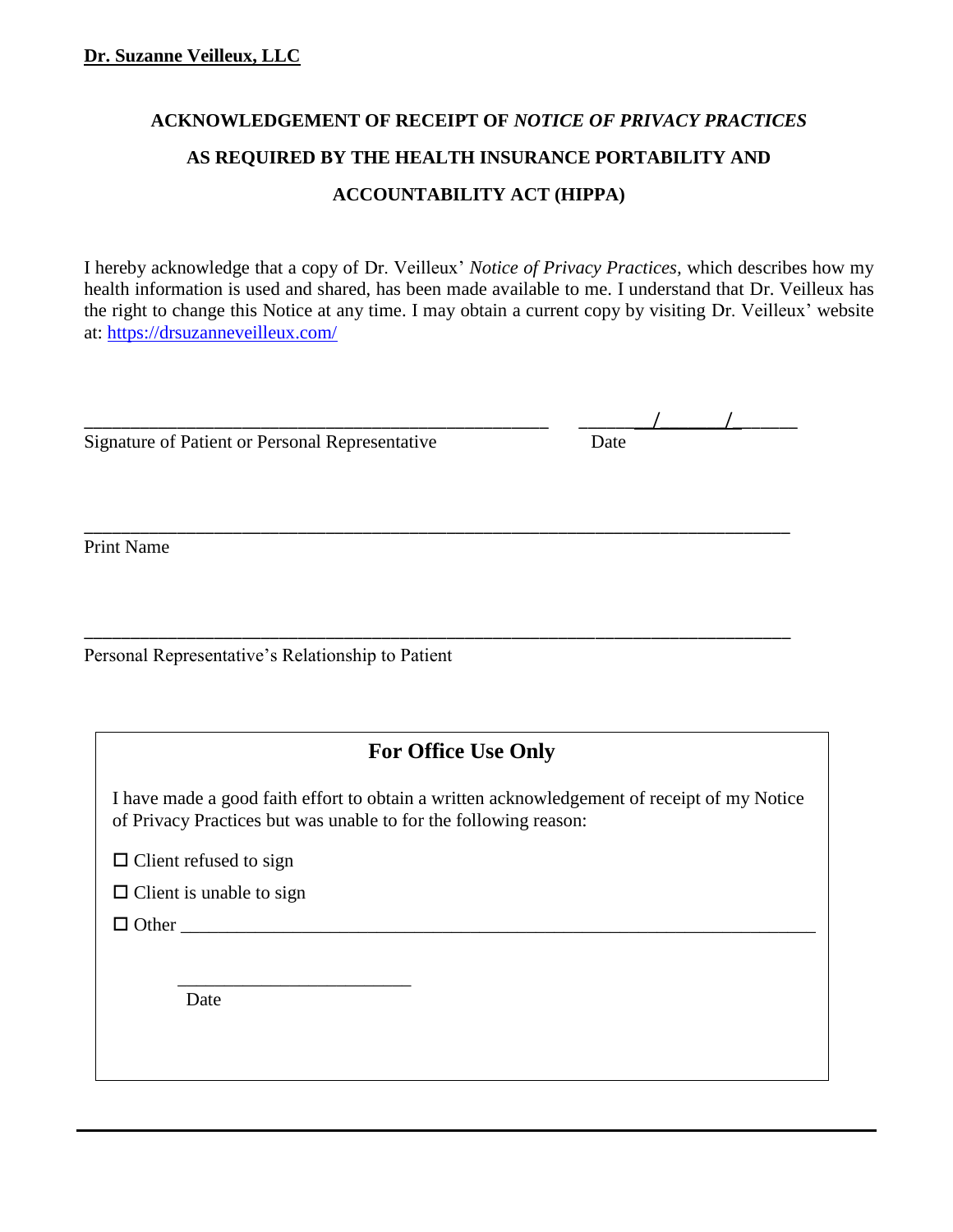**Dr. Suzanne Veilleux, LLC**

**ACKNOWLEDGEMENT OF RECEIPT OF *NOTICE OF PRIVACY PRACTICES***

**AS REQUIRED BY THE HEALTH INSURANCE PORTABILITY AND ACCOUNTABILITY ACT (HIPPA)**

I hereby acknowledge that a copy of Dr. Veilleux' *Notice of Privacy Practices*, which describes how my health information is used and shared, has been made available to me. I understand that Dr. Veilleux has the right to change this Notice at any time. I may obtain a current copy by visiting Dr. Veilleux' website at: https://drsuzanneveilleux.com/

\_\_\_\_\_\_\_\_\_\_\_\_\_\_\_\_\_\_\_\_\_\_\_\_\_\_\_\_\_\_\_\_\_\_\_\_\_\_\_\_\_\_\_\_ \_\_\_\_\_\_/\_\_\_\_\_\_/\_\_\_\_\_\_

Signature of Patient or Personal Representative Date

\_\_\_\_\_\_\_\_\_\_\_\_\_\_\_\_\_\_\_\_\_\_\_\_\_\_\_\_\_\_\_\_\_\_\_\_\_\_\_\_\_\_\_\_\_\_\_\_\_\_\_\_\_\_\_\_\_\_\_\_\_\_\_\_\_\_

Print Name

\_\_\_\_\_\_\_\_\_\_\_\_\_\_\_\_\_\_\_\_\_\_\_\_\_\_\_\_\_\_\_\_\_\_\_\_\_\_\_\_\_\_\_\_\_\_\_\_\_\_\_\_\_\_\_\_\_\_\_\_\_\_\_\_\_\_

Personal Representative's Relationship to Patient

## For Office Use Only

I have made a good faith effort to obtain a written acknowledgement of receipt of my Notice of Privacy Practices but was unable to for the following reason:

☐ Client refused to sign

☐ Client is unable to sign

☐ Other \_\_\_\_\_\_\_\_\_\_\_\_\_\_\_\_\_\_\_\_\_\_\_\_\_\_\_\_\_\_\_\_\_\_\_\_\_\_\_\_\_\_\_\_\_\_\_\_\_\_\_\_\_\_\_\_

\_\_\_\_\_\_\_\_\_\_\_\_\_\_\_\_\_\_\_\_\_\_\_\_

Date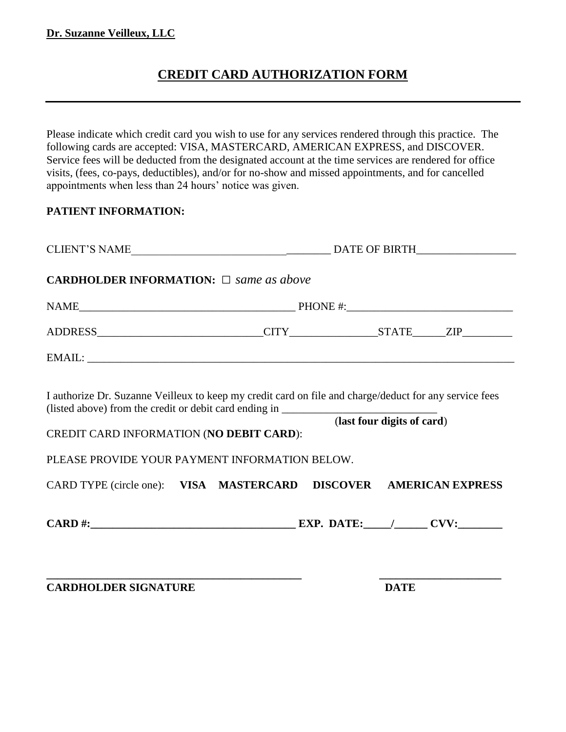**Dr. Suzanne Veilleux, LLC**

# CREDIT CARD AUTHORIZATION FORM

---

Please indicate which credit card you wish to use for any services rendered through this practice. The following cards are accepted: VISA, MASTERCARD, AMERICAN EXPRESS, and DISCOVER. Service fees will be deducted from the designated account at the time services are rendered for office visits, (fees, co-pays, deductibles), and/or for no-show and missed appointments, and for cancelled appointments when less than 24 hours' notice was given.

**PATIENT INFORMATION:**

CLIENT'S NAME____________________________________ DATE OF BIRTH__________________

**CARDHOLDER INFORMATION:** ☐ *same as above*

NAME______________________________________ PHONE #:______________________________

ADDRESS_____________________________CITY_______________STATE______ZIP_________

EMAIL: ________________________________________________________________________________

I authorize Dr. Suzanne Veilleux to keep my credit card on file and charge/deduct for any service fees (listed above) from the credit or debit card ending in ____________________________ (**last four digits of card**)

CREDIT CARD INFORMATION (**NO DEBIT CARD**):

PLEASE PROVIDE YOUR PAYMENT INFORMATION BELOW.

CARD TYPE (circle one): **VISA MASTERCARD DISCOVER AMERICAN EXPRESS**

**CARD #:_____________________________________ EXP. DATE:_____/______ CVV:________**

______________________________________________ ______________________

**CARDHOLDER SIGNATURE** **DATE**